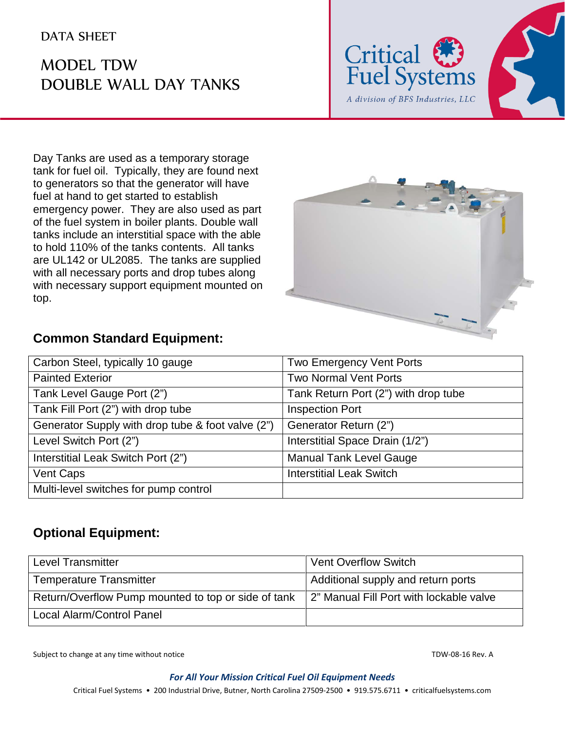DATA SHEET

# MODEL TDW DOUBLE WALL DAY TANKS

Critical Fuel Systems

*A division of BFS Industries, LLC*

Day Tanks are used as a temporary storage tank for fuel oil. Typically, they are found next to generators so that the generator will have fuel at hand to get started to establish emergency power. They are also used as part of the fuel system in boiler plants. Double wall tanks include an interstitial space with the able to hold 110% of the tanks contents. All tanks are UL142 or UL2085. The tanks are supplied with all necessary ports and drop tubes along with necessary support equipment mounted on top.

## Common Standard Equipment:

| | |
|---|---|
| Carbon Steel, typically 10 gauge | Two Emergency Vent Ports |
| Painted Exterior | Two Normal Vent Ports |
| Tank Level Gauge Port (2") | Tank Return Port (2") with drop tube |
| Tank Fill Port (2") with drop tube | Inspection Port |
| Generator Supply with drop tube & foot valve (2") | Generator Return (2") |
| Level Switch Port (2") | Interstitial Space Drain (1/2") |
| Interstitial Leak Switch Port (2") | Manual Tank Level Gauge |
| Vent Caps | Interstitial Leak Switch |
| Multi-level switches for pump control | |

## Optional Equipment:

| | |
|---|---|
| Level Transmitter | Vent Overflow Switch |
| Temperature Transmitter | Additional supply and return ports |
| Return/Overflow Pump mounted to top or side of tank | 2" Manual Fill Port with lockable valve |
| Local Alarm/Control Panel | |

Subject to change at any time without notice

TDW-08-16 Rev. A

***For All Your Mission Critical Fuel Oil Equipment Needs***

Critical Fuel Systems • 200 Industrial Drive, Butner, North Carolina 27509-2500 • 919.575.6711 • criticalfuelsystems.com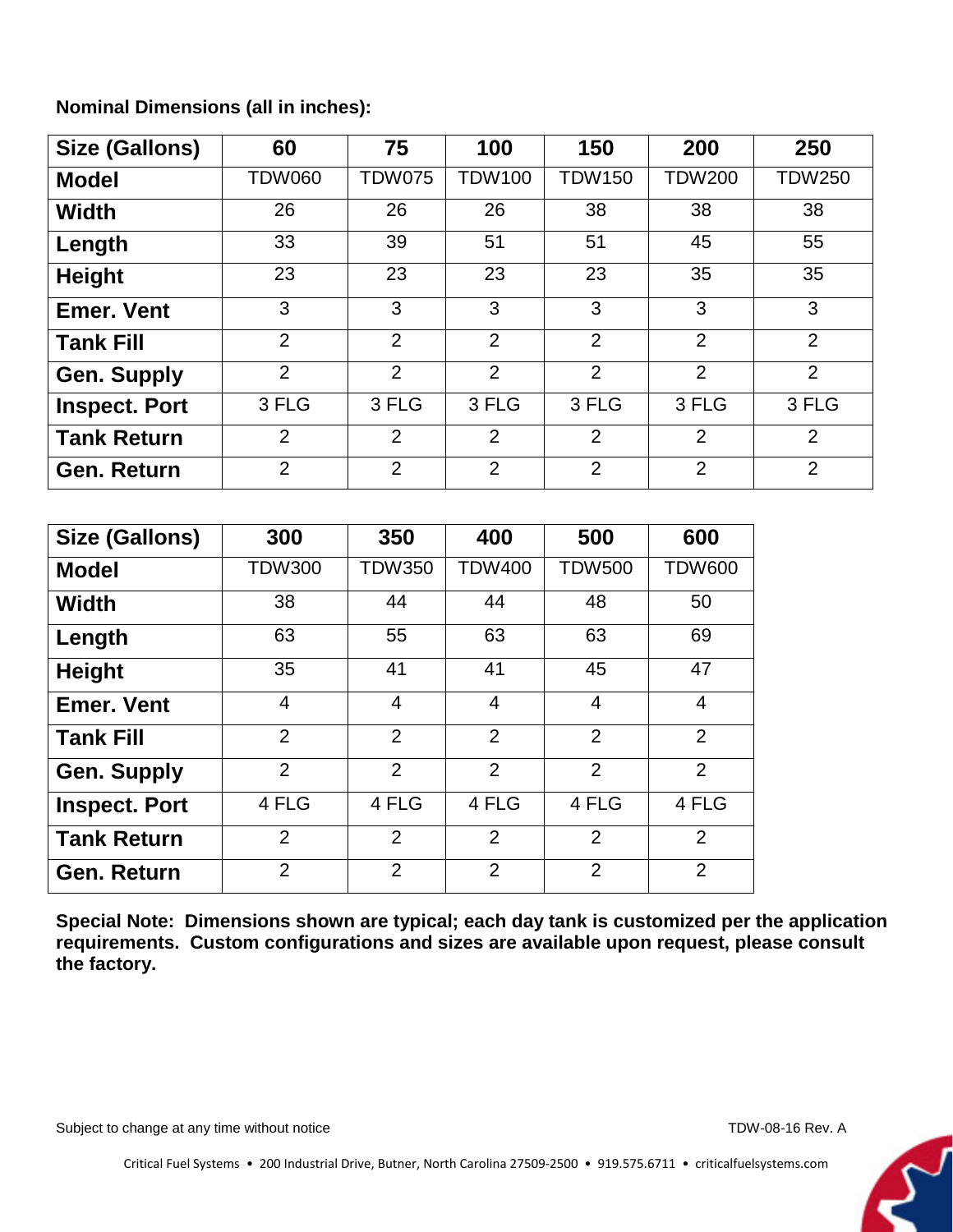**Nominal Dimensions (all in inches):**

| Size (Gallons) | 60 | 75 | 100 | 150 | 200 | 250 |
|---|---|---|---|---|---|---|
| Model | TDW060 | TDW075 | TDW100 | TDW150 | TDW200 | TDW250 |
| Width | 26 | 26 | 26 | 38 | 38 | 38 |
| Length | 33 | 39 | 51 | 51 | 45 | 55 |
| Height | 23 | 23 | 23 | 23 | 35 | 35 |
| Emer. Vent | 3 | 3 | 3 | 3 | 3 | 3 |
| Tank Fill | 2 | 2 | 2 | 2 | 2 | 2 |
| Gen. Supply | 2 | 2 | 2 | 2 | 2 | 2 |
| Inspect. Port | 3 FLG | 3 FLG | 3 FLG | 3 FLG | 3 FLG | 3 FLG |
| Tank Return | 2 | 2 | 2 | 2 | 2 | 2 |
| Gen. Return | 2 | 2 | 2 | 2 | 2 | 2 |

| Size (Gallons) | 300 | 350 | 400 | 500 | 600 |
|---|---|---|---|---|---|
| Model | TDW300 | TDW350 | TDW400 | TDW500 | TDW600 |
| Width | 38 | 44 | 44 | 48 | 50 |
| Length | 63 | 55 | 63 | 63 | 69 |
| Height | 35 | 41 | 41 | 45 | 47 |
| Emer. Vent | 4 | 4 | 4 | 4 | 4 |
| Tank Fill | 2 | 2 | 2 | 2 | 2 |
| Gen. Supply | 2 | 2 | 2 | 2 | 2 |
| Inspect. Port | 4 FLG | 4 FLG | 4 FLG | 4 FLG | 4 FLG |
| Tank Return | 2 | 2 | 2 | 2 | 2 |
| Gen. Return | 2 | 2 | 2 | 2 | 2 |

**Special Note: Dimensions shown are typical; each day tank is customized per the application requirements. Custom configurations and sizes are available upon request, please consult the factory.**

Subject to change at any time without notice

TDW-08-16 Rev. A

Critical Fuel Systems • 200 Industrial Drive, Butner, North Carolina 27509-2500 • 919.575.6711 • criticalfuelsystems.com